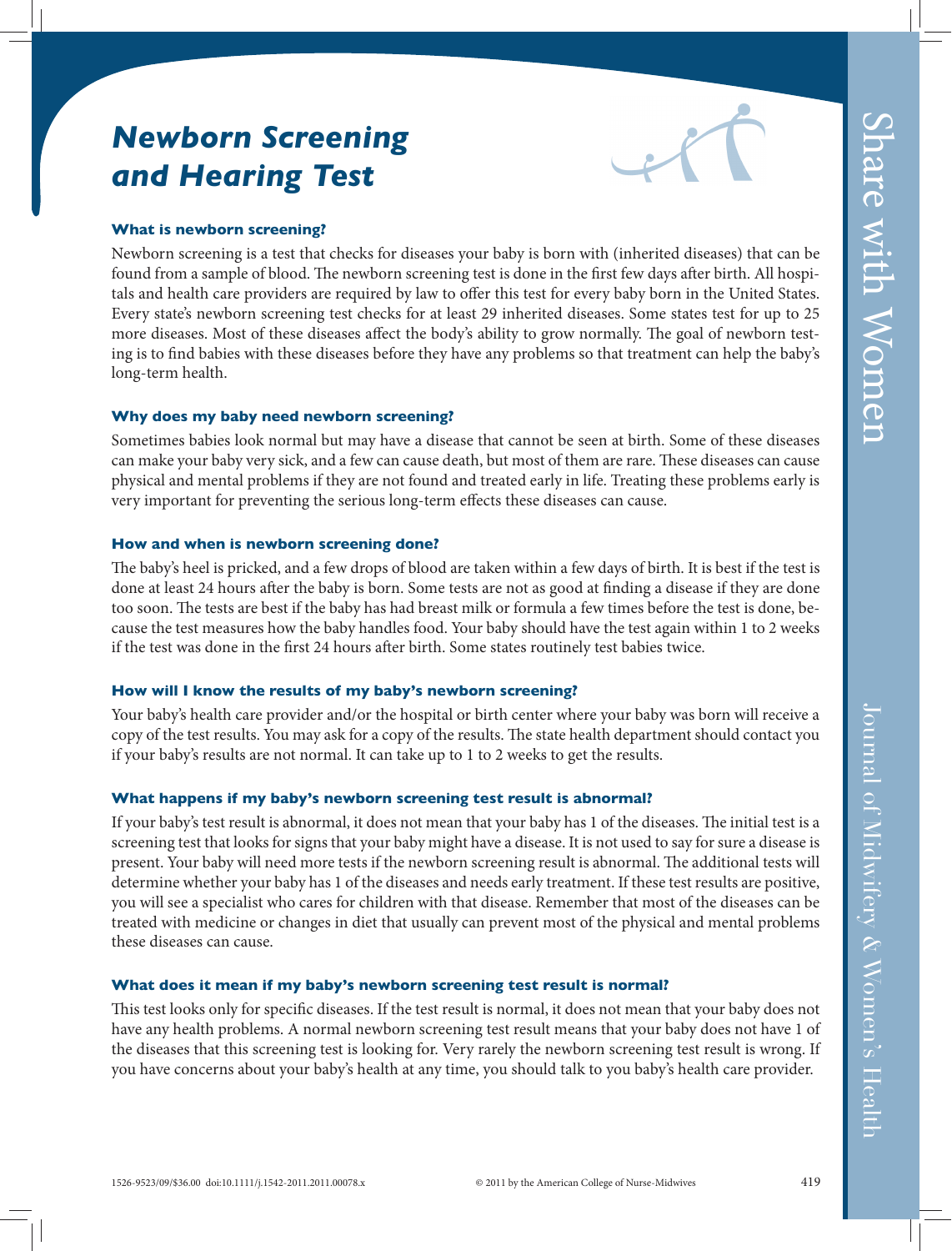# Newborn Screening and Hearing Test

### What is newborn screening?

Newborn screening is a test that checks for diseases your baby is born with (inherited diseases) that can be found from a sample of blood. The newborn screening test is done in the first few days after birth. All hospitals and health care providers are required by law to offer this test for every baby born in the United States. Every state's newborn screening test checks for at least 29 inherited diseases. Some states test for up to 25 more diseases. Most of these diseases affect the body's ability to grow normally. The goal of newborn testing is to find babies with these diseases before they have any problems so that treatment can help the baby's long-term health.

### Why does my baby need newborn screening?

Sometimes babies look normal but may have a disease that cannot be seen at birth. Some of these diseases can make your baby very sick, and a few can cause death, but most of them are rare. These diseases can cause physical and mental problems if they are not found and treated early in life. Treating these problems early is very important for preventing the serious long-term effects these diseases can cause.

### How and when is newborn screening done?

The baby's heel is pricked, and a few drops of blood are taken within a few days of birth. It is best if the test is done at least 24 hours after the baby is born. Some tests are not as good at finding a disease if they are done too soon. The tests are best if the baby has had breast milk or formula a few times before the test is done, because the test measures how the baby handles food. Your baby should have the test again within 1 to 2 weeks if the test was done in the first 24 hours after birth. Some states routinely test babies twice.

### How will I know the results of my baby's newborn screening?

Your baby's health care provider and/or the hospital or birth center where your baby was born will receive a copy of the test results. You may ask for a copy of the results. The state health department should contact you if your baby's results are not normal. It can take up to 1 to 2 weeks to get the results.

### What happens if my baby's newborn screening test result is abnormal?

If your baby's test result is abnormal, it does not mean that your baby has 1 of the diseases. The initial test is a screening test that looks for signs that your baby might have a disease. It is not used to say for sure a disease is present. Your baby will need more tests if the newborn screening result is abnormal. The additional tests will determine whether your baby has 1 of the diseases and needs early treatment. If these test results are positive, you will see a specialist who cares for children with that disease. Remember that most of the diseases can be treated with medicine or changes in diet that usually can prevent most of the physical and mental problems these diseases can cause.

### What does it mean if my baby's newborn screening test result is normal?

This test looks only for specific diseases. If the test result is normal, it does not mean that your baby does not have any health problems. A normal newborn screening test result means that your baby does not have 1 of the diseases that this screening test is looking for. Very rarely the newborn screening test result is wrong. If you have concerns about your baby's health at any time, you should talk to you baby's health care provider.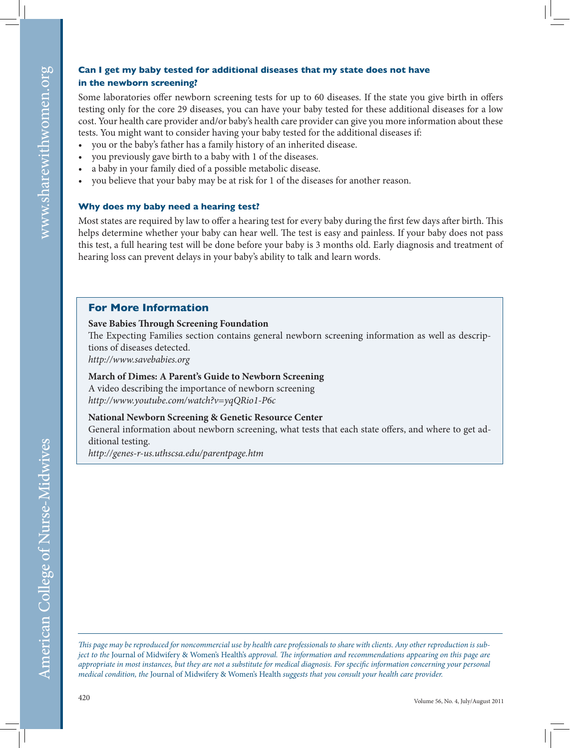### Can I get my baby tested for additional diseases that my state does not have in the newborn screening?

Some laboratories offer newborn screening tests for up to 60 diseases. If the state you give birth in offers testing only for the core 29 diseases, you can have your baby tested for these additional diseases for a low cost. Your health care provider and/or baby's health care provider can give you more information about these tests. You might want to consider having your baby tested for the additional diseases if:

- you or the baby's father has a family history of an inherited disease.
- you previously gave birth to a baby with 1 of the diseases.
- a baby in your family died of a possible metabolic disease.
- you believe that your baby may be at risk for 1 of the diseases for another reason.

### Why does my baby need a hearing test?

Most states are required by law to offer a hearing test for every baby during the first few days after birth. This helps determine whether your baby can hear well. The test is easy and painless. If your baby does not pass this test, a full hearing test will be done before your baby is 3 months old. Early diagnosis and treatment of hearing loss can prevent delays in your baby's ability to talk and learn words.

## For More Information

**Save Babies Through Screening Foundation**
The Expecting Families section contains general newborn screening information as well as descriptions of diseases detected.
*http://www.savebabies.org*

**March of Dimes: A Parent's Guide to Newborn Screening**
A video describing the importance of newborn screening
*http://www.youtube.com/watch?v=yqQRio1-P6c*

**National Newborn Screening & Genetic Resource Center**
General information about newborn screening, what tests that each state offers, and where to get additional testing.
*http://genes-r-us.uthscsa.edu/parentpage.htm*

*This page may be reproduced for noncommercial use by health care professionals to share with clients. Any other reproduction is subject to the* Journal of Midwifery & Women's Health's *approval. The information and recommendations appearing on this page are appropriate in most instances, but they are not a substitute for medical diagnosis. For specific information concerning your personal medical condition, the* Journal of Midwifery & Women's Health *suggests that you consult your health care provider.*